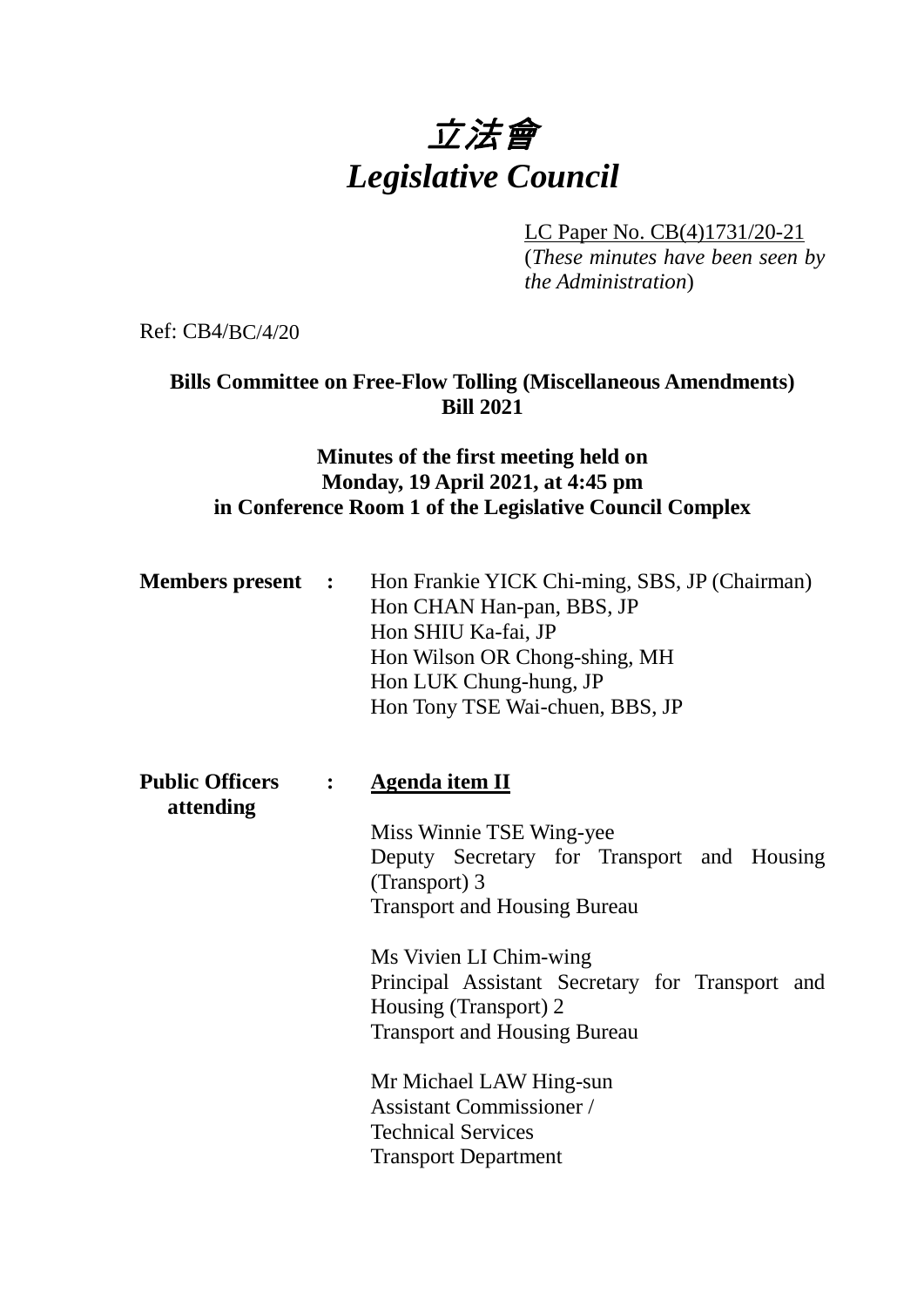# *立法會*
# *Legislative Council*

LC Paper No. CB(4)1731/20-21
(*These minutes have been seen by the Administration*)

Ref: CB4/BC/4/20

**Bills Committee on Free-Flow Tolling (Miscellaneous Amendments) Bill 2021**

**Minutes of the first meeting held on Monday, 19 April 2021, at 4:45 pm in Conference Room 1 of the Legislative Council Complex**

**Members present :**

Hon Frankie YICK Chi-ming, SBS, JP (Chairman)
Hon CHAN Han-pan, BBS, JP
Hon SHIU Ka-fai, JP
Hon Wilson OR Chong-shing, MH
Hon LUK Chung-hung, JP
Hon Tony TSE Wai-chuen, BBS, JP

**Public Officers attending :**

**Agenda item II**

Miss Winnie TSE Wing-yee
Deputy Secretary for Transport and Housing (Transport) 3
Transport and Housing Bureau

Ms Vivien LI Chim-wing
Principal Assistant Secretary for Transport and Housing (Transport) 2
Transport and Housing Bureau

Mr Michael LAW Hing-sun
Assistant Commissioner /
Technical Services
Transport Department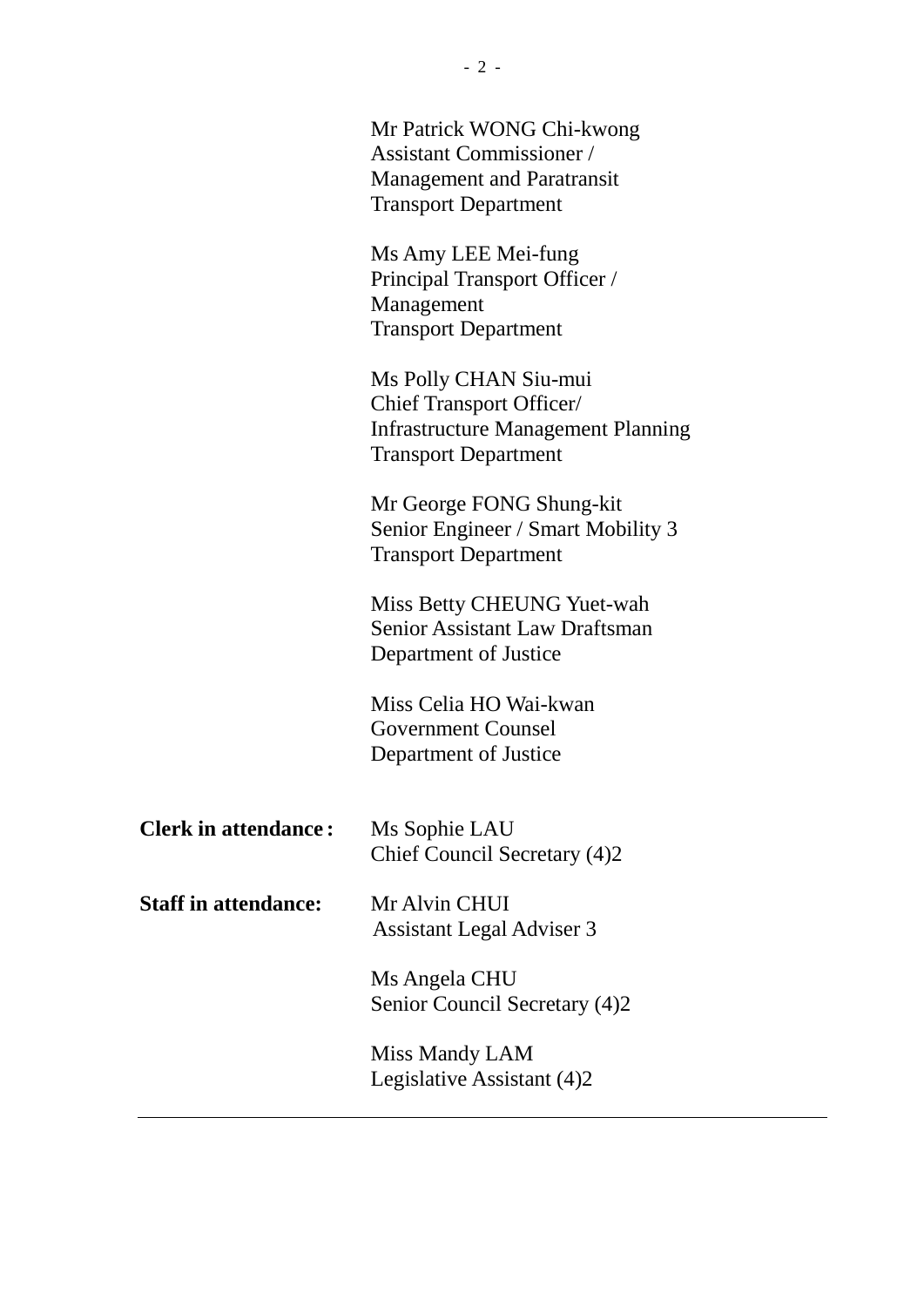Mr Patrick WONG Chi-kwong
Assistant Commissioner /
Management and Paratransit
Transport Department

Ms Amy LEE Mei-fung
Principal Transport Officer /
Management
Transport Department

Ms Polly CHAN Siu-mui
Chief Transport Officer/
Infrastructure Management Planning
Transport Department

Mr George FONG Shung-kit
Senior Engineer / Smart Mobility 3
Transport Department

Miss Betty CHEUNG Yuet-wah
Senior Assistant Law Draftsman
Department of Justice

Miss Celia HO Wai-kwan
Government Counsel
Department of Justice

**Clerk in attendance :** Ms Sophie LAU
Chief Council Secretary (4)2

**Staff in attendance:** Mr Alvin CHUI
Assistant Legal Adviser 3

Ms Angela CHU
Senior Council Secretary (4)2

Miss Mandy LAM
Legislative Assistant (4)2

---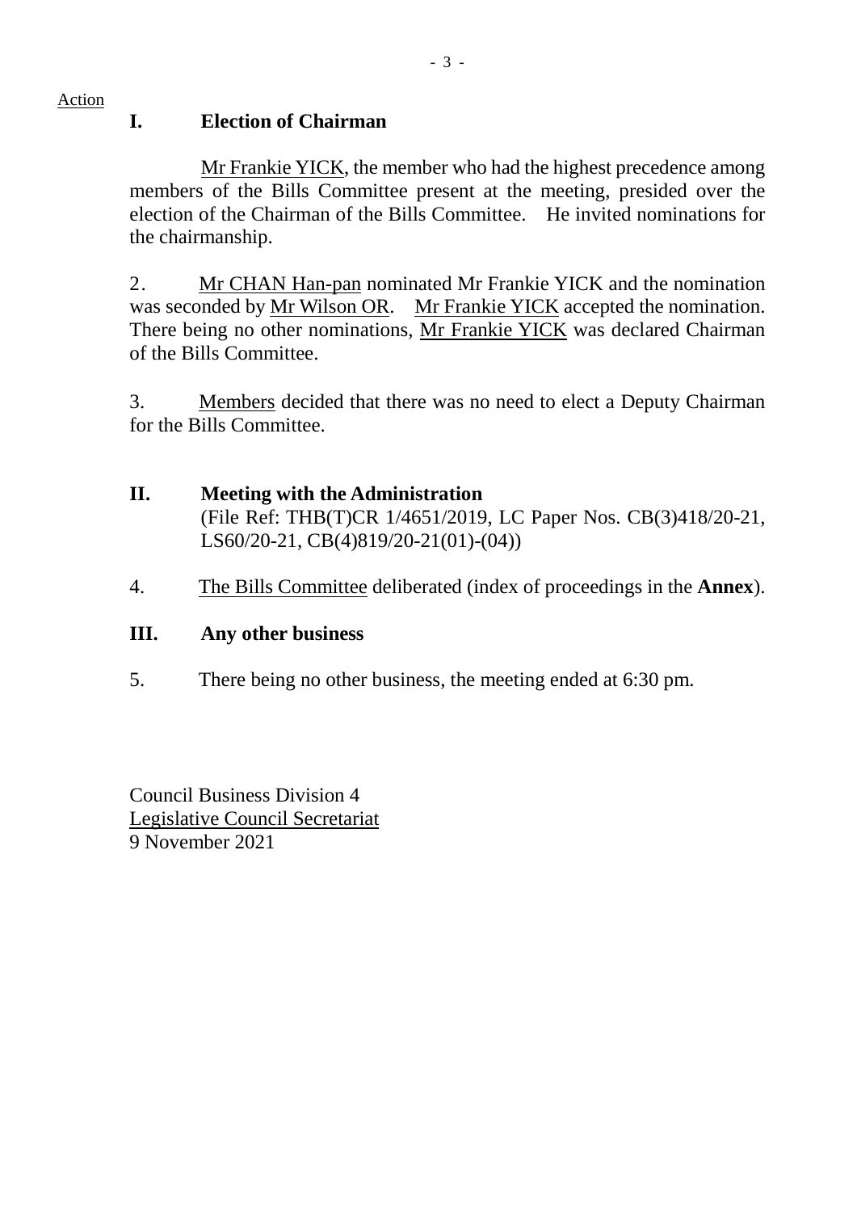Action

## I. Election of Chairman

Mr Frankie YICK, the member who had the highest precedence among members of the Bills Committee present at the meeting, presided over the election of the Chairman of the Bills Committee. He invited nominations for the chairmanship.

2. Mr CHAN Han-pan nominated Mr Frankie YICK and the nomination was seconded by Mr Wilson OR. Mr Frankie YICK accepted the nomination. There being no other nominations, Mr Frankie YICK was declared Chairman of the Bills Committee.

3. Members decided that there was no need to elect a Deputy Chairman for the Bills Committee.

## II. Meeting with the Administration

(File Ref: THB(T)CR 1/4651/2019, LC Paper Nos. CB(3)418/20-21, LS60/20-21, CB(4)819/20-21(01)-(04))

4. The Bills Committee deliberated (index of proceedings in the **Annex**).

## III. Any other business

5. There being no other business, the meeting ended at 6:30 pm.

Council Business Division 4
Legislative Council Secretariat
9 November 2021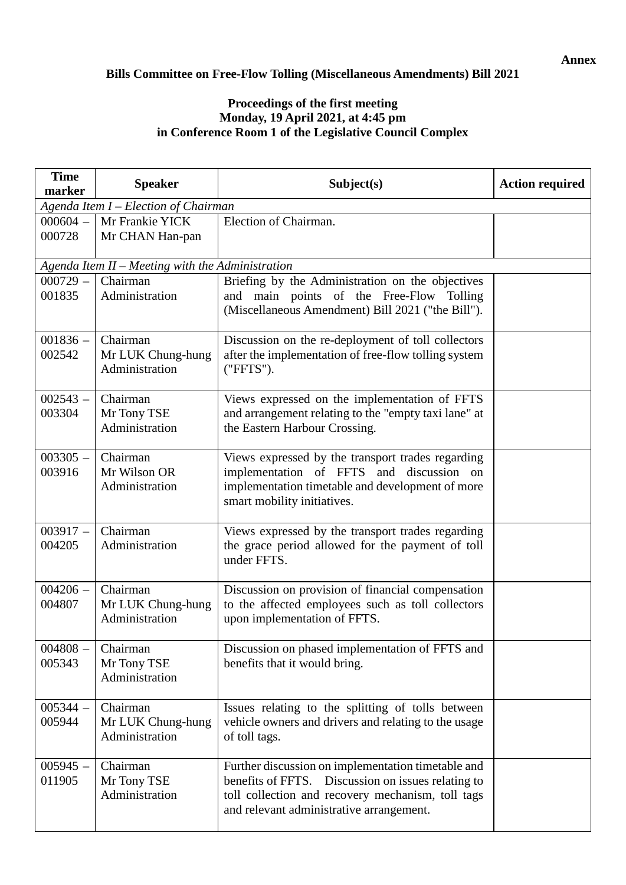**Annex**

**Bills Committee on Free-Flow Tolling (Miscellaneous Amendments) Bill 2021**

**Proceedings of the first meeting**
**Monday, 19 April 2021, at 4:45 pm**
**in Conference Room 1 of the Legislative Council Complex**

| Time marker | Speaker | Subject(s) | Action required |
|---|---|---|---|
| *Agenda Item I – Election of Chairman* | | | |
| 000604 – 000728 | Mr Frankie YICK<br>Mr CHAN Han-pan | Election of Chairman. | |
| *Agenda Item II – Meeting with the Administration* | | | |
| 000729 – 001835 | Chairman<br>Administration | Briefing by the Administration on the objectives and main points of the Free-Flow Tolling (Miscellaneous Amendment) Bill 2021 ("the Bill"). | |
| 001836 – 002542 | Chairman<br>Mr LUK Chung-hung<br>Administration | Discussion on the re-deployment of toll collectors after the implementation of free-flow tolling system ("FFTS"). | |
| 002543 – 003304 | Chairman<br>Mr Tony TSE<br>Administration | Views expressed on the implementation of FFTS and arrangement relating to the "empty taxi lane" at the Eastern Harbour Crossing. | |
| 003305 – 003916 | Chairman<br>Mr Wilson OR<br>Administration | Views expressed by the transport trades regarding implementation of FFTS and discussion on implementation timetable and development of more smart mobility initiatives. | |
| 003917 – 004205 | Chairman<br>Administration | Views expressed by the transport trades regarding the grace period allowed for the payment of toll under FFTS. | |
| 004206 – 004807 | Chairman<br>Mr LUK Chung-hung<br>Administration | Discussion on provision of financial compensation to the affected employees such as toll collectors upon implementation of FFTS. | |
| 004808 – 005343 | Chairman<br>Mr Tony TSE<br>Administration | Discussion on phased implementation of FFTS and benefits that it would bring. | |
| 005344 – 005944 | Chairman<br>Mr LUK Chung-hung<br>Administration | Issues relating to the splitting of tolls between vehicle owners and drivers and relating to the usage of toll tags. | |
| 005945 – 011905 | Chairman<br>Mr Tony TSE<br>Administration | Further discussion on implementation timetable and benefits of FFTS. Discussion on issues relating to toll collection and recovery mechanism, toll tags and relevant administrative arrangement. | |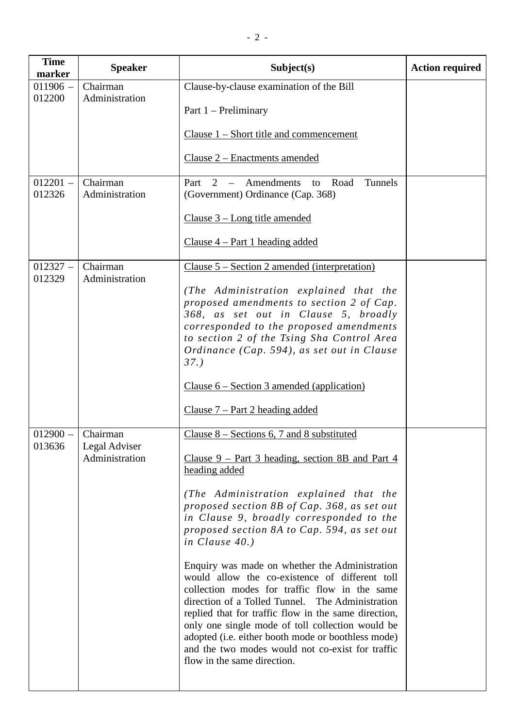| Time marker | Speaker | Subject(s) | Action required |
|---|---|---|---|
| 011906 – 012200 | Chairman<br>Administration | Clause-by-clause examination of the Bill<br><br>Part 1 – Preliminary<br><br><u>Clause 1 – Short title and commencement</u><br><br><u>Clause 2 – Enactments amended</u> | |
| 012201 – 012326 | Chairman<br>Administration | Part 2 – Amendments to Road Tunnels (Government) Ordinance (Cap. 368)<br><br><u>Clause 3 – Long title amended</u><br><br><u>Clause 4 – Part 1 heading added</u> | |
| 012327 – 012329 | Chairman<br>Administration | <u>Clause 5 – Section 2 amended (interpretation)</u><br><br>*(The Administration explained that the proposed amendments to section 2 of Cap. 368, as set out in Clause 5, broadly corresponded to the proposed amendments to section 2 of the Tsing Sha Control Area Ordinance (Cap. 594), as set out in Clause 37.)*<br><br><u>Clause 6 – Section 3 amended (application)</u><br><br><u>Clause 7 – Part 2 heading added</u> | |
| 012900 – 013636 | Chairman<br>Legal Adviser<br>Administration | <u>Clause 8 – Sections 6, 7 and 8 substituted</u><br><br><u>Clause 9 – Part 3 heading, section 8B and Part 4 heading added</u><br><br>*(The Administration explained that the proposed section 8B of Cap. 368, as set out in Clause 9, broadly corresponded to the proposed section 8A to Cap. 594, as set out in Clause 40.)*<br><br>Enquiry was made on whether the Administration would allow the co-existence of different toll collection modes for traffic flow in the same direction of a Tolled Tunnel. The Administration replied that for traffic flow in the same direction, only one single mode of toll collection would be adopted (i.e. either booth mode or boothless mode) and the two modes would not co-exist for traffic flow in the same direction. | |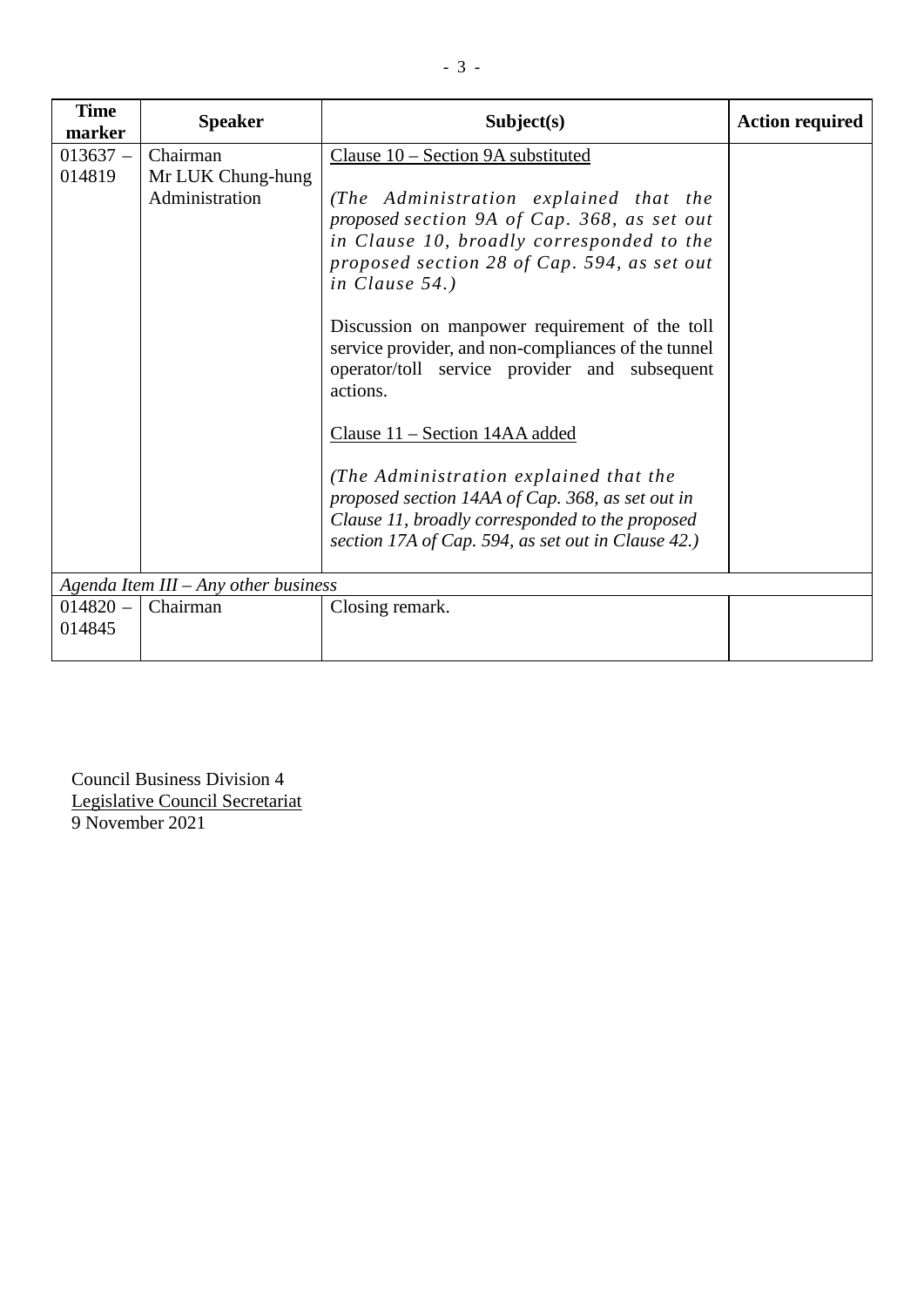| Time marker | Speaker | Subject(s) | Action required |
|---|---|---|---|
| 013637 – 014819 | Chairman<br>Mr LUK Chung-hung<br>Administration | Clause 10 – Section 9A substituted<br><br>*(The Administration explained that the proposed section 9A of Cap. 368, as set out in Clause 10, broadly corresponded to the proposed section 28 of Cap. 594, as set out in Clause 54.)*<br><br>Discussion on manpower requirement of the toll service provider, and non-compliances of the tunnel operator/toll service provider and subsequent actions.<br><br>Clause 11 – Section 14AA added<br><br>*(The Administration explained that the proposed section 14AA of Cap. 368, as set out in Clause 11, broadly corresponded to the proposed section 17A of Cap. 594, as set out in Clause 42.)* | |
| *Agenda Item III – Any other business* | | | |
| 014820 – 014845 | Chairman | Closing remark. | |

Council Business Division 4
Legislative Council Secretariat
9 November 2021